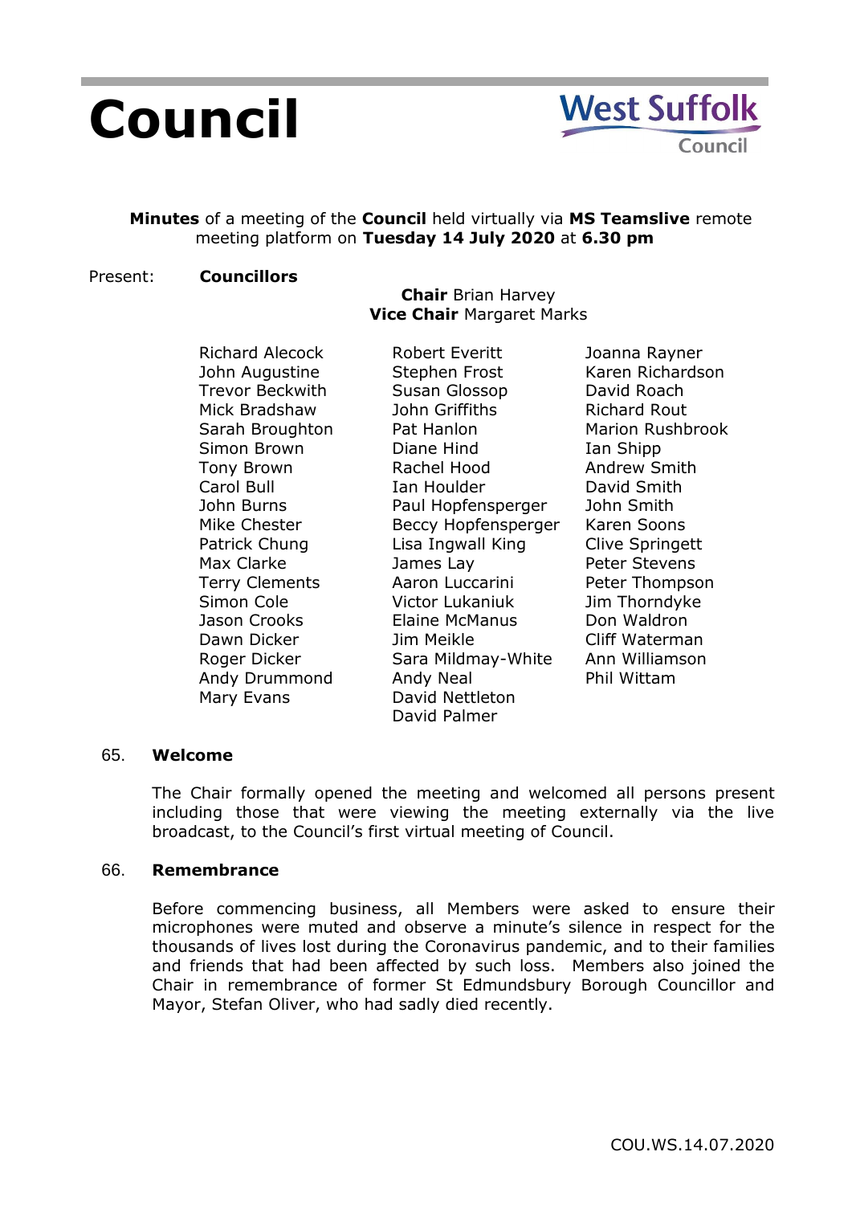# Council

**West Suffolk Council**

**Minutes** of a meeting of the **Council** held virtually via **MS Teamslive** remote meeting platform on **Tuesday 14 July 2020** at **6.30 pm**

Present: **Councillors**

**Chair** Brian Harvey
**Vice Chair** Margaret Marks

| | | |
|---|---|---|
| Richard Alecock | Robert Everitt | Joanna Rayner |
| John Augustine | Stephen Frost | Karen Richardson |
| Trevor Beckwith | Susan Glossop | David Roach |
| Mick Bradshaw | John Griffiths | Richard Rout |
| Sarah Broughton | Pat Hanlon | Marion Rushbrook |
| Simon Brown | Diane Hind | Ian Shipp |
| Tony Brown | Rachel Hood | Andrew Smith |
| Carol Bull | Ian Houlder | David Smith |
| John Burns | Paul Hopfensperger | John Smith |
| Mike Chester | Beccy Hopfensperger | Karen Soons |
| Patrick Chung | Lisa Ingwall King | Clive Springett |
| Max Clarke | James Lay | Peter Stevens |
| Terry Clements | Aaron Luccarini | Peter Thompson |
| Simon Cole | Victor Lukaniuk | Jim Thorndyke |
| Jason Crooks | Elaine McManus | Don Waldron |
| Dawn Dicker | Jim Meikle | Cliff Waterman |
| Roger Dicker | Sara Mildmay-White | Ann Williamson |
| Andy Drummond | Andy Neal | Phil Wittam |
| Mary Evans | David Nettleton | |
| | David Palmer | |

## 65. Welcome

The Chair formally opened the meeting and welcomed all persons present including those that were viewing the meeting externally via the live broadcast, to the Council's first virtual meeting of Council.

## 66. Remembrance

Before commencing business, all Members were asked to ensure their microphones were muted and observe a minute's silence in respect for the thousands of lives lost during the Coronavirus pandemic, and to their families and friends that had been affected by such loss. Members also joined the Chair in remembrance of former St Edmundsbury Borough Councillor and Mayor, Stefan Oliver, who had sadly died recently.

COU.WS.14.07.2020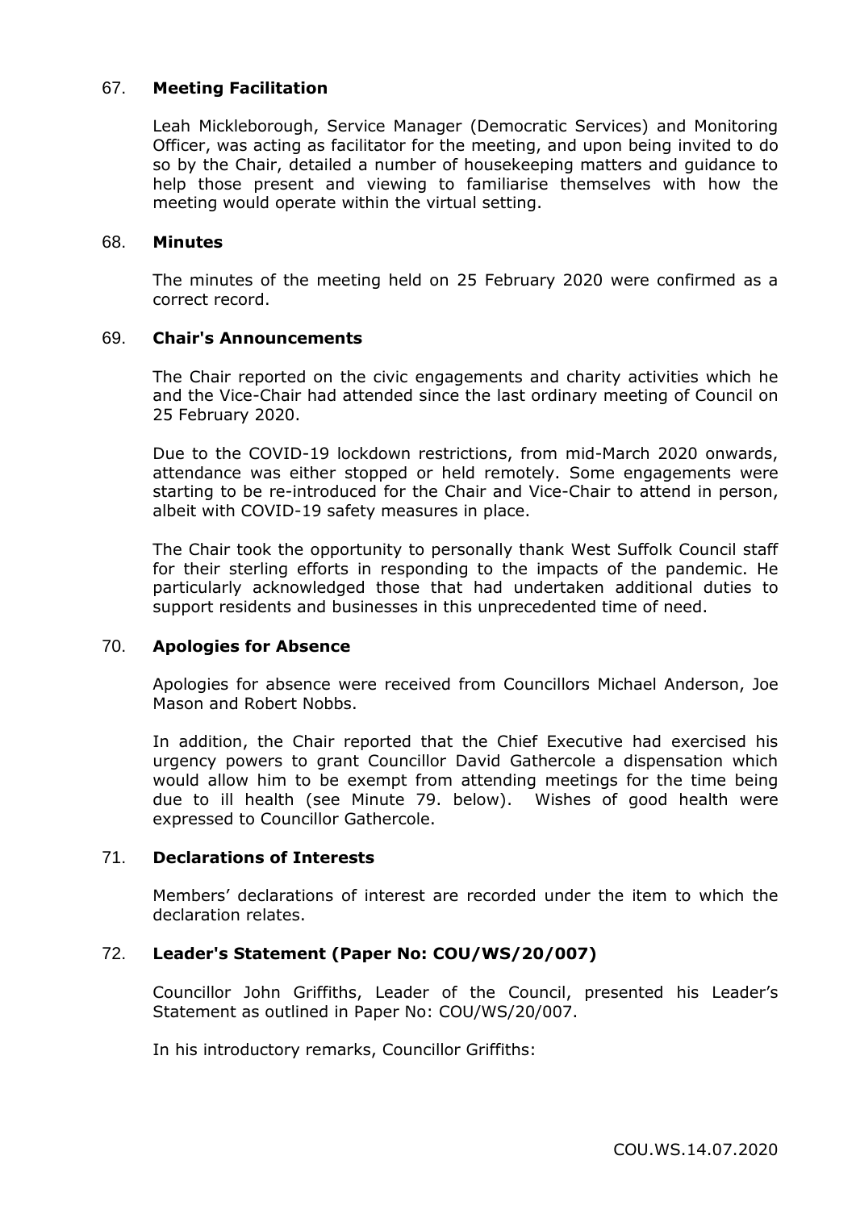### 67. **Meeting Facilitation**

Leah Mickleborough, Service Manager (Democratic Services) and Monitoring Officer, was acting as facilitator for the meeting, and upon being invited to do so by the Chair, detailed a number of housekeeping matters and guidance to help those present and viewing to familiarise themselves with how the meeting would operate within the virtual setting.

### 68. **Minutes**

The minutes of the meeting held on 25 February 2020 were confirmed as a correct record.

### 69. **Chair's Announcements**

The Chair reported on the civic engagements and charity activities which he and the Vice-Chair had attended since the last ordinary meeting of Council on 25 February 2020.

Due to the COVID-19 lockdown restrictions, from mid-March 2020 onwards, attendance was either stopped or held remotely. Some engagements were starting to be re-introduced for the Chair and Vice-Chair to attend in person, albeit with COVID-19 safety measures in place.

The Chair took the opportunity to personally thank West Suffolk Council staff for their sterling efforts in responding to the impacts of the pandemic. He particularly acknowledged those that had undertaken additional duties to support residents and businesses in this unprecedented time of need.

### 70. **Apologies for Absence**

Apologies for absence were received from Councillors Michael Anderson, Joe Mason and Robert Nobbs.

In addition, the Chair reported that the Chief Executive had exercised his urgency powers to grant Councillor David Gathercole a dispensation which would allow him to be exempt from attending meetings for the time being due to ill health (see Minute 79. below). Wishes of good health were expressed to Councillor Gathercole.

### 71. **Declarations of Interests**

Members' declarations of interest are recorded under the item to which the declaration relates.

### 72. **Leader's Statement (Paper No: COU/WS/20/007)**

Councillor John Griffiths, Leader of the Council, presented his Leader's Statement as outlined in Paper No: COU/WS/20/007.

In his introductory remarks, Councillor Griffiths: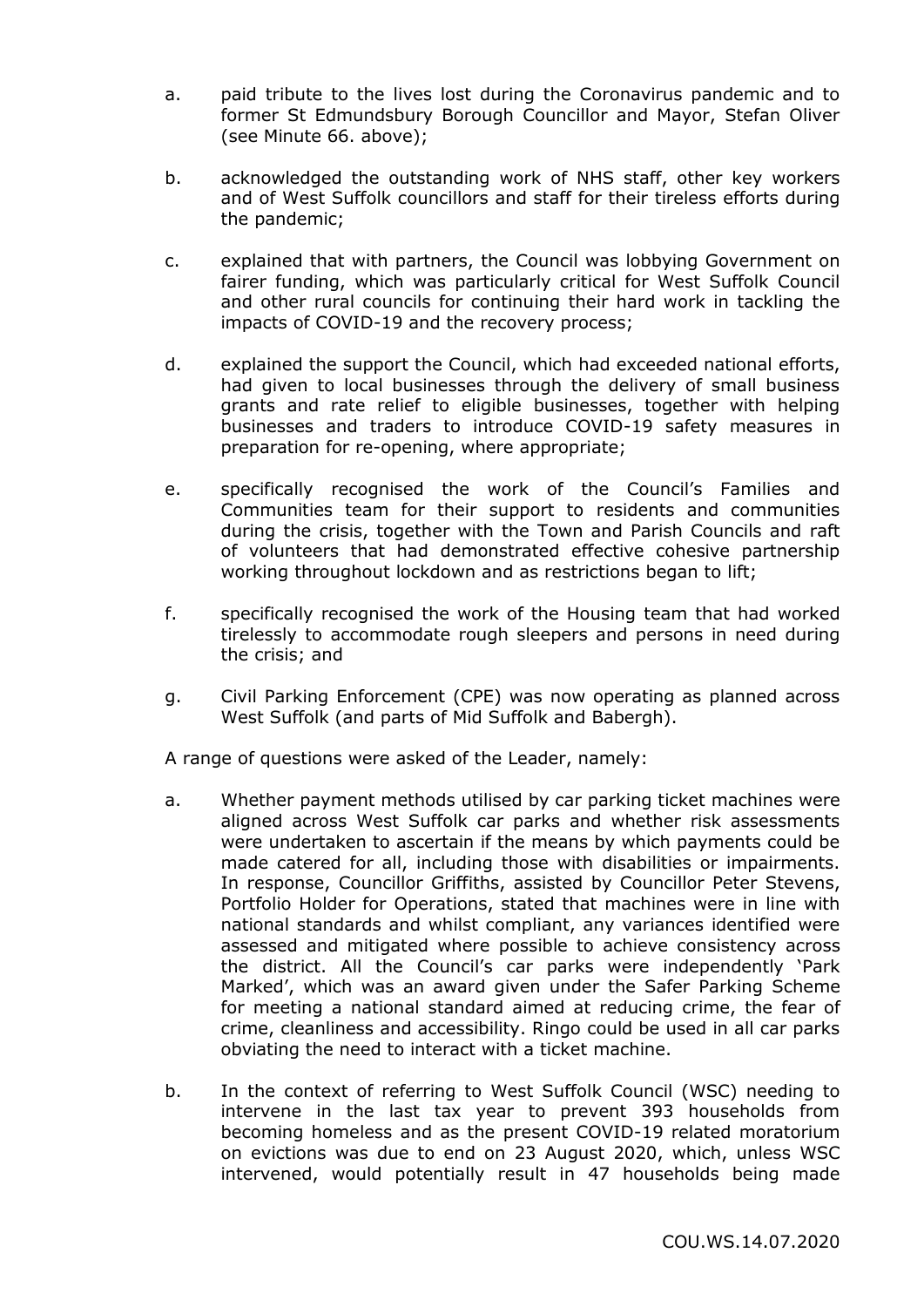a. paid tribute to the lives lost during the Coronavirus pandemic and to former St Edmundsbury Borough Councillor and Mayor, Stefan Oliver (see Minute 66. above);

b. acknowledged the outstanding work of NHS staff, other key workers and of West Suffolk councillors and staff for their tireless efforts during the pandemic;

c. explained that with partners, the Council was lobbying Government on fairer funding, which was particularly critical for West Suffolk Council and other rural councils for continuing their hard work in tackling the impacts of COVID-19 and the recovery process;

d. explained the support the Council, which had exceeded national efforts, had given to local businesses through the delivery of small business grants and rate relief to eligible businesses, together with helping businesses and traders to introduce COVID-19 safety measures in preparation for re-opening, where appropriate;

e. specifically recognised the work of the Council's Families and Communities team for their support to residents and communities during the crisis, together with the Town and Parish Councils and raft of volunteers that had demonstrated effective cohesive partnership working throughout lockdown and as restrictions began to lift;

f. specifically recognised the work of the Housing team that had worked tirelessly to accommodate rough sleepers and persons in need during the crisis; and

g. Civil Parking Enforcement (CPE) was now operating as planned across West Suffolk (and parts of Mid Suffolk and Babergh).

A range of questions were asked of the Leader, namely:

a. Whether payment methods utilised by car parking ticket machines were aligned across West Suffolk car parks and whether risk assessments were undertaken to ascertain if the means by which payments could be made catered for all, including those with disabilities or impairments. In response, Councillor Griffiths, assisted by Councillor Peter Stevens, Portfolio Holder for Operations, stated that machines were in line with national standards and whilst compliant, any variances identified were assessed and mitigated where possible to achieve consistency across the district. All the Council's car parks were independently 'Park Marked', which was an award given under the Safer Parking Scheme for meeting a national standard aimed at reducing crime, the fear of crime, cleanliness and accessibility. Ringo could be used in all car parks obviating the need to interact with a ticket machine.

b. In the context of referring to West Suffolk Council (WSC) needing to intervene in the last tax year to prevent 393 households from becoming homeless and as the present COVID-19 related moratorium on evictions was due to end on 23 August 2020, which, unless WSC intervened, would potentially result in 47 households being made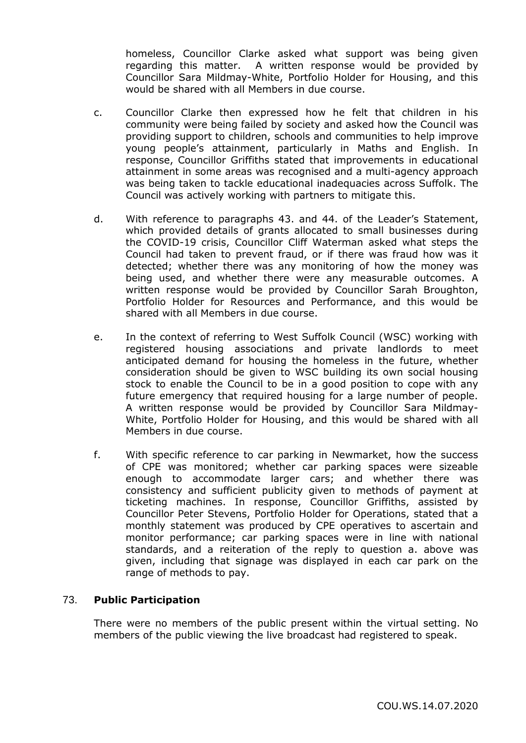homeless, Councillor Clarke asked what support was being given regarding this matter. A written response would be provided by Councillor Sara Mildmay-White, Portfolio Holder for Housing, and this would be shared with all Members in due course.

c. Councillor Clarke then expressed how he felt that children in his community were being failed by society and asked how the Council was providing support to children, schools and communities to help improve young people's attainment, particularly in Maths and English. In response, Councillor Griffiths stated that improvements in educational attainment in some areas was recognised and a multi-agency approach was being taken to tackle educational inadequacies across Suffolk. The Council was actively working with partners to mitigate this.

d. With reference to paragraphs 43. and 44. of the Leader's Statement, which provided details of grants allocated to small businesses during the COVID-19 crisis, Councillor Cliff Waterman asked what steps the Council had taken to prevent fraud, or if there was fraud how was it detected; whether there was any monitoring of how the money was being used, and whether there were any measurable outcomes. A written response would be provided by Councillor Sarah Broughton, Portfolio Holder for Resources and Performance, and this would be shared with all Members in due course.

e. In the context of referring to West Suffolk Council (WSC) working with registered housing associations and private landlords to meet anticipated demand for housing the homeless in the future, whether consideration should be given to WSC building its own social housing stock to enable the Council to be in a good position to cope with any future emergency that required housing for a large number of people. A written response would be provided by Councillor Sara Mildmay-White, Portfolio Holder for Housing, and this would be shared with all Members in due course.

f. With specific reference to car parking in Newmarket, how the success of CPE was monitored; whether car parking spaces were sizeable enough to accommodate larger cars; and whether there was consistency and sufficient publicity given to methods of payment at ticketing machines. In response, Councillor Griffiths, assisted by Councillor Peter Stevens, Portfolio Holder for Operations, stated that a monthly statement was produced by CPE operatives to ascertain and monitor performance; car parking spaces were in line with national standards, and a reiteration of the reply to question a. above was given, including that signage was displayed in each car park on the range of methods to pay.

## 73. **Public Participation**

There were no members of the public present within the virtual setting. No members of the public viewing the live broadcast had registered to speak.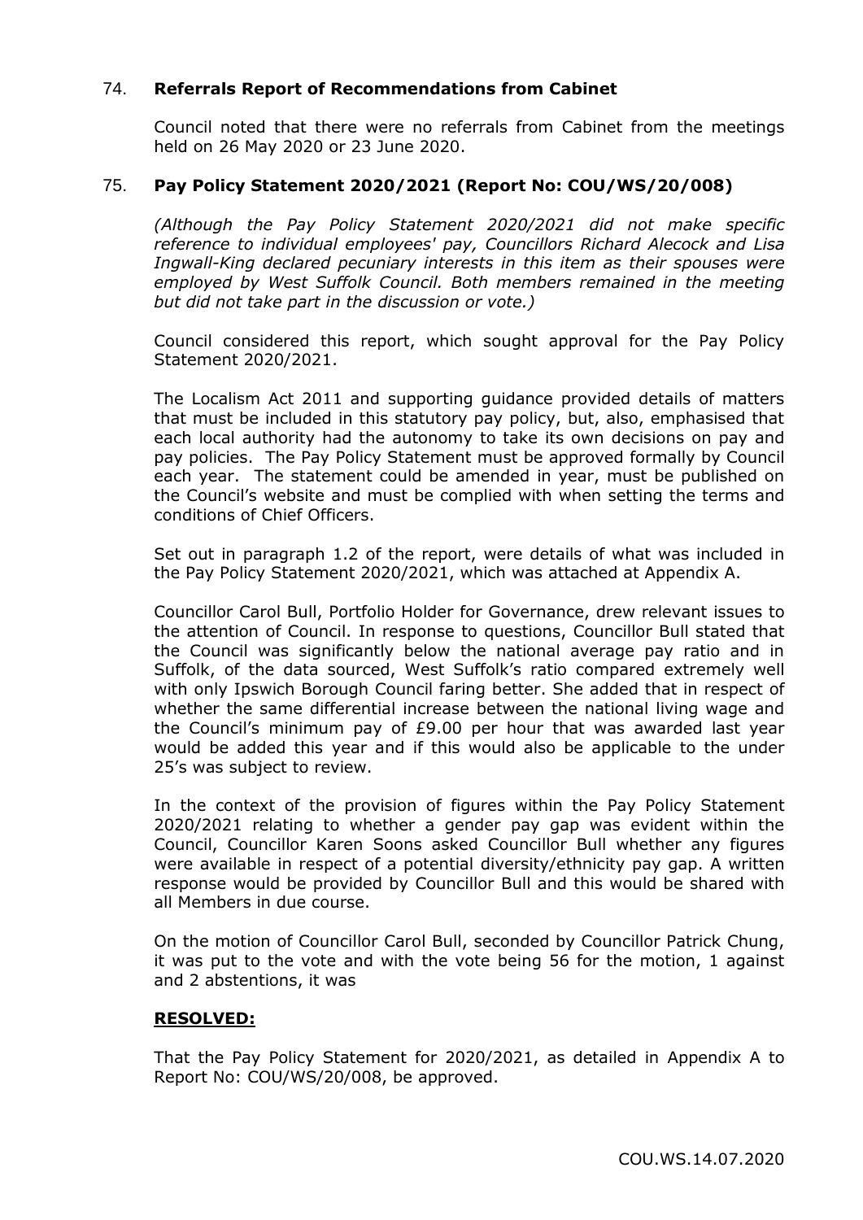## 74. **Referrals Report of Recommendations from Cabinet**

Council noted that there were no referrals from Cabinet from the meetings held on 26 May 2020 or 23 June 2020.

## 75. **Pay Policy Statement 2020/2021 (Report No: COU/WS/20/008)**

*(Although the Pay Policy Statement 2020/2021 did not make specific reference to individual employees' pay, Councillors Richard Alecock and Lisa Ingwall-King declared pecuniary interests in this item as their spouses were employed by West Suffolk Council. Both members remained in the meeting but did not take part in the discussion or vote.)*

Council considered this report, which sought approval for the Pay Policy Statement 2020/2021.

The Localism Act 2011 and supporting guidance provided details of matters that must be included in this statutory pay policy, but, also, emphasised that each local authority had the autonomy to take its own decisions on pay and pay policies. The Pay Policy Statement must be approved formally by Council each year. The statement could be amended in year, must be published on the Council's website and must be complied with when setting the terms and conditions of Chief Officers.

Set out in paragraph 1.2 of the report, were details of what was included in the Pay Policy Statement 2020/2021, which was attached at Appendix A.

Councillor Carol Bull, Portfolio Holder for Governance, drew relevant issues to the attention of Council. In response to questions, Councillor Bull stated that the Council was significantly below the national average pay ratio and in Suffolk, of the data sourced, West Suffolk's ratio compared extremely well with only Ipswich Borough Council faring better. She added that in respect of whether the same differential increase between the national living wage and the Council's minimum pay of £9.00 per hour that was awarded last year would be added this year and if this would also be applicable to the under 25's was subject to review.

In the context of the provision of figures within the Pay Policy Statement 2020/2021 relating to whether a gender pay gap was evident within the Council, Councillor Karen Soons asked Councillor Bull whether any figures were available in respect of a potential diversity/ethnicity pay gap. A written response would be provided by Councillor Bull and this would be shared with all Members in due course.

On the motion of Councillor Carol Bull, seconded by Councillor Patrick Chung, it was put to the vote and with the vote being 56 for the motion, 1 against and 2 abstentions, it was

**RESOLVED:**

That the Pay Policy Statement for 2020/2021, as detailed in Appendix A to Report No: COU/WS/20/008, be approved.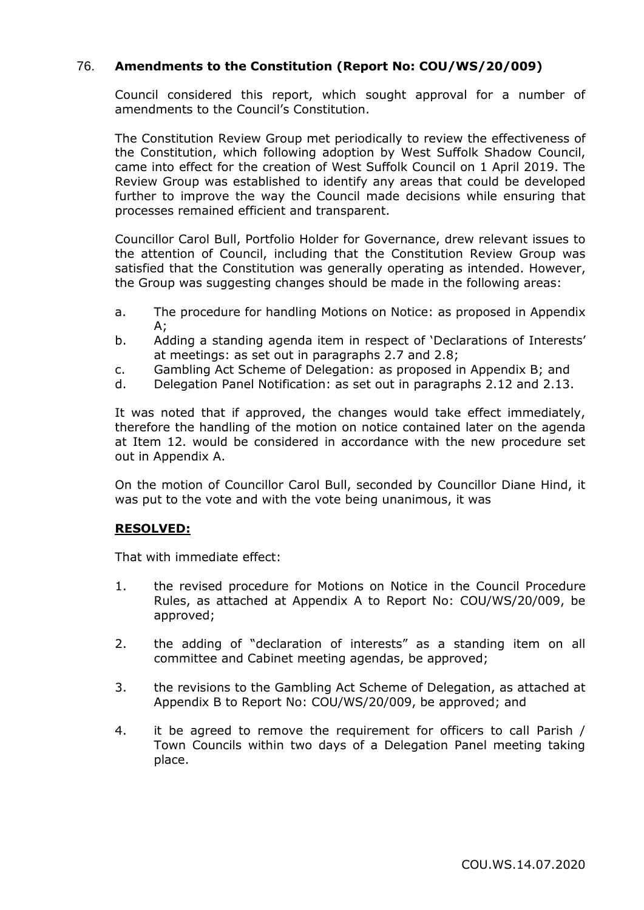## 76. **Amendments to the Constitution (Report No: COU/WS/20/009)**

Council considered this report, which sought approval for a number of amendments to the Council's Constitution.

The Constitution Review Group met periodically to review the effectiveness of the Constitution, which following adoption by West Suffolk Shadow Council, came into effect for the creation of West Suffolk Council on 1 April 2019. The Review Group was established to identify any areas that could be developed further to improve the way the Council made decisions while ensuring that processes remained efficient and transparent.

Councillor Carol Bull, Portfolio Holder for Governance, drew relevant issues to the attention of Council, including that the Constitution Review Group was satisfied that the Constitution was generally operating as intended. However, the Group was suggesting changes should be made in the following areas:

a. The procedure for handling Motions on Notice: as proposed in Appendix A;
b. Adding a standing agenda item in respect of 'Declarations of Interests' at meetings: as set out in paragraphs 2.7 and 2.8;
c. Gambling Act Scheme of Delegation: as proposed in Appendix B; and
d. Delegation Panel Notification: as set out in paragraphs 2.12 and 2.13.

It was noted that if approved, the changes would take effect immediately, therefore the handling of the motion on notice contained later on the agenda at Item 12. would be considered in accordance with the new procedure set out in Appendix A.

On the motion of Councillor Carol Bull, seconded by Councillor Diane Hind, it was put to the vote and with the vote being unanimous, it was

**RESOLVED:**

That with immediate effect:

1. the revised procedure for Motions on Notice in the Council Procedure Rules, as attached at Appendix A to Report No: COU/WS/20/009, be approved;

2. the adding of "declaration of interests" as a standing item on all committee and Cabinet meeting agendas, be approved;

3. the revisions to the Gambling Act Scheme of Delegation, as attached at Appendix B to Report No: COU/WS/20/009, be approved; and

4. it be agreed to remove the requirement for officers to call Parish / Town Councils within two days of a Delegation Panel meeting taking place.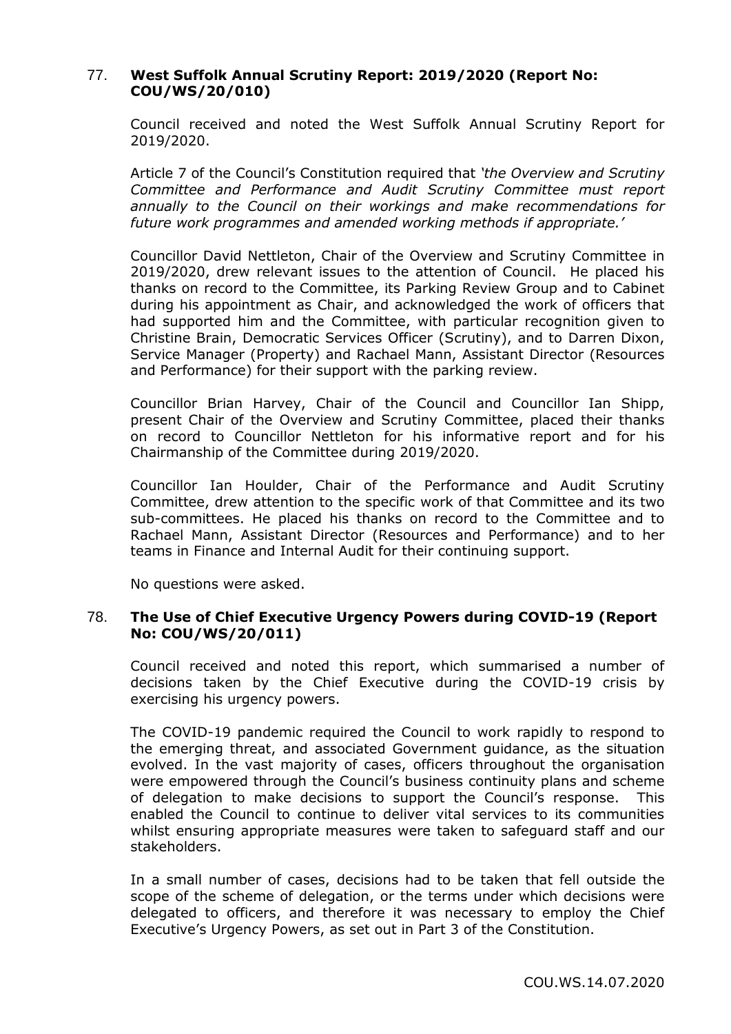## 77. West Suffolk Annual Scrutiny Report: 2019/2020 (Report No: COU/WS/20/010)

Council received and noted the West Suffolk Annual Scrutiny Report for 2019/2020.

Article 7 of the Council's Constitution required that *'the Overview and Scrutiny Committee and Performance and Audit Scrutiny Committee must report annually to the Council on their workings and make recommendations for future work programmes and amended working methods if appropriate.'*

Councillor David Nettleton, Chair of the Overview and Scrutiny Committee in 2019/2020, drew relevant issues to the attention of Council. He placed his thanks on record to the Committee, its Parking Review Group and to Cabinet during his appointment as Chair, and acknowledged the work of officers that had supported him and the Committee, with particular recognition given to Christine Brain, Democratic Services Officer (Scrutiny), and to Darren Dixon, Service Manager (Property) and Rachael Mann, Assistant Director (Resources and Performance) for their support with the parking review.

Councillor Brian Harvey, Chair of the Council and Councillor Ian Shipp, present Chair of the Overview and Scrutiny Committee, placed their thanks on record to Councillor Nettleton for his informative report and for his Chairmanship of the Committee during 2019/2020.

Councillor Ian Houlder, Chair of the Performance and Audit Scrutiny Committee, drew attention to the specific work of that Committee and its two sub-committees. He placed his thanks on record to the Committee and to Rachael Mann, Assistant Director (Resources and Performance) and to her teams in Finance and Internal Audit for their continuing support.

No questions were asked.

## 78. The Use of Chief Executive Urgency Powers during COVID-19 (Report No: COU/WS/20/011)

Council received and noted this report, which summarised a number of decisions taken by the Chief Executive during the COVID-19 crisis by exercising his urgency powers.

The COVID-19 pandemic required the Council to work rapidly to respond to the emerging threat, and associated Government guidance, as the situation evolved. In the vast majority of cases, officers throughout the organisation were empowered through the Council's business continuity plans and scheme of delegation to make decisions to support the Council's response. This enabled the Council to continue to deliver vital services to its communities whilst ensuring appropriate measures were taken to safeguard staff and our stakeholders.

In a small number of cases, decisions had to be taken that fell outside the scope of the scheme of delegation, or the terms under which decisions were delegated to officers, and therefore it was necessary to employ the Chief Executive's Urgency Powers, as set out in Part 3 of the Constitution.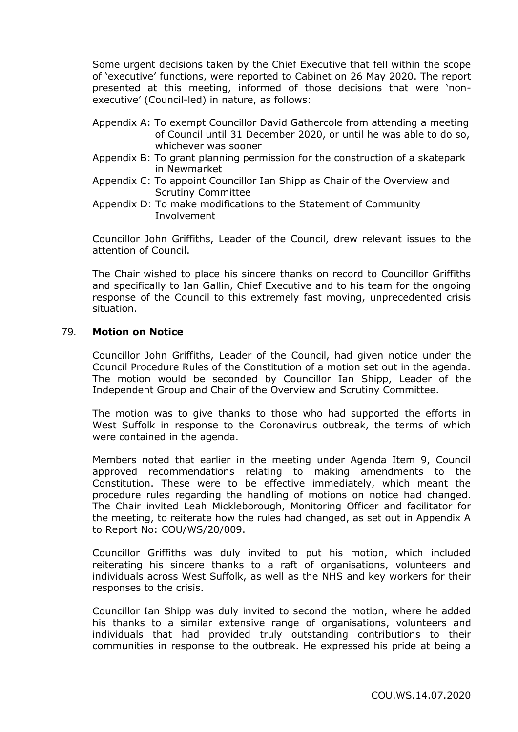Some urgent decisions taken by the Chief Executive that fell within the scope of 'executive' functions, were reported to Cabinet on 26 May 2020. The report presented at this meeting, informed of those decisions that were 'non-executive' (Council-led) in nature, as follows:

- Appendix A: To exempt Councillor David Gathercole from attending a meeting of Council until 31 December 2020, or until he was able to do so, whichever was sooner
- Appendix B: To grant planning permission for the construction of a skatepark in Newmarket
- Appendix C: To appoint Councillor Ian Shipp as Chair of the Overview and Scrutiny Committee
- Appendix D: To make modifications to the Statement of Community Involvement

Councillor John Griffiths, Leader of the Council, drew relevant issues to the attention of Council.

The Chair wished to place his sincere thanks on record to Councillor Griffiths and specifically to Ian Gallin, Chief Executive and to his team for the ongoing response of the Council to this extremely fast moving, unprecedented crisis situation.

## 79. **Motion on Notice**

Councillor John Griffiths, Leader of the Council, had given notice under the Council Procedure Rules of the Constitution of a motion set out in the agenda. The motion would be seconded by Councillor Ian Shipp, Leader of the Independent Group and Chair of the Overview and Scrutiny Committee.

The motion was to give thanks to those who had supported the efforts in West Suffolk in response to the Coronavirus outbreak, the terms of which were contained in the agenda.

Members noted that earlier in the meeting under Agenda Item 9, Council approved recommendations relating to making amendments to the Constitution. These were to be effective immediately, which meant the procedure rules regarding the handling of motions on notice had changed. The Chair invited Leah Mickleborough, Monitoring Officer and facilitator for the meeting, to reiterate how the rules had changed, as set out in Appendix A to Report No: COU/WS/20/009.

Councillor Griffiths was duly invited to put his motion, which included reiterating his sincere thanks to a raft of organisations, volunteers and individuals across West Suffolk, as well as the NHS and key workers for their responses to the crisis.

Councillor Ian Shipp was duly invited to second the motion, where he added his thanks to a similar extensive range of organisations, volunteers and individuals that had provided truly outstanding contributions to their communities in response to the outbreak. He expressed his pride at being a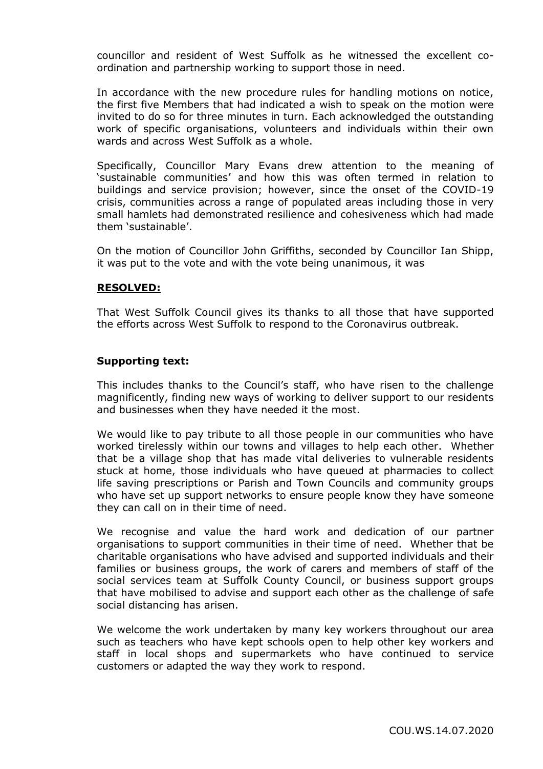councillor and resident of West Suffolk as he witnessed the excellent co-ordination and partnership working to support those in need.

In accordance with the new procedure rules for handling motions on notice, the first five Members that had indicated a wish to speak on the motion were invited to do so for three minutes in turn. Each acknowledged the outstanding work of specific organisations, volunteers and individuals within their own wards and across West Suffolk as a whole.

Specifically, Councillor Mary Evans drew attention to the meaning of 'sustainable communities' and how this was often termed in relation to buildings and service provision; however, since the onset of the COVID-19 crisis, communities across a range of populated areas including those in very small hamlets had demonstrated resilience and cohesiveness which had made them 'sustainable'.

On the motion of Councillor John Griffiths, seconded by Councillor Ian Shipp, it was put to the vote and with the vote being unanimous, it was

**RESOLVED:**

That West Suffolk Council gives its thanks to all those that have supported the efforts across West Suffolk to respond to the Coronavirus outbreak.

**Supporting text:**

This includes thanks to the Council's staff, who have risen to the challenge magnificently, finding new ways of working to deliver support to our residents and businesses when they have needed it the most.

We would like to pay tribute to all those people in our communities who have worked tirelessly within our towns and villages to help each other. Whether that be a village shop that has made vital deliveries to vulnerable residents stuck at home, those individuals who have queued at pharmacies to collect life saving prescriptions or Parish and Town Councils and community groups who have set up support networks to ensure people know they have someone they can call on in their time of need.

We recognise and value the hard work and dedication of our partner organisations to support communities in their time of need. Whether that be charitable organisations who have advised and supported individuals and their families or business groups, the work of carers and members of staff of the social services team at Suffolk County Council, or business support groups that have mobilised to advise and support each other as the challenge of safe social distancing has arisen.

We welcome the work undertaken by many key workers throughout our area such as teachers who have kept schools open to help other key workers and staff in local shops and supermarkets who have continued to service customers or adapted the way they work to respond.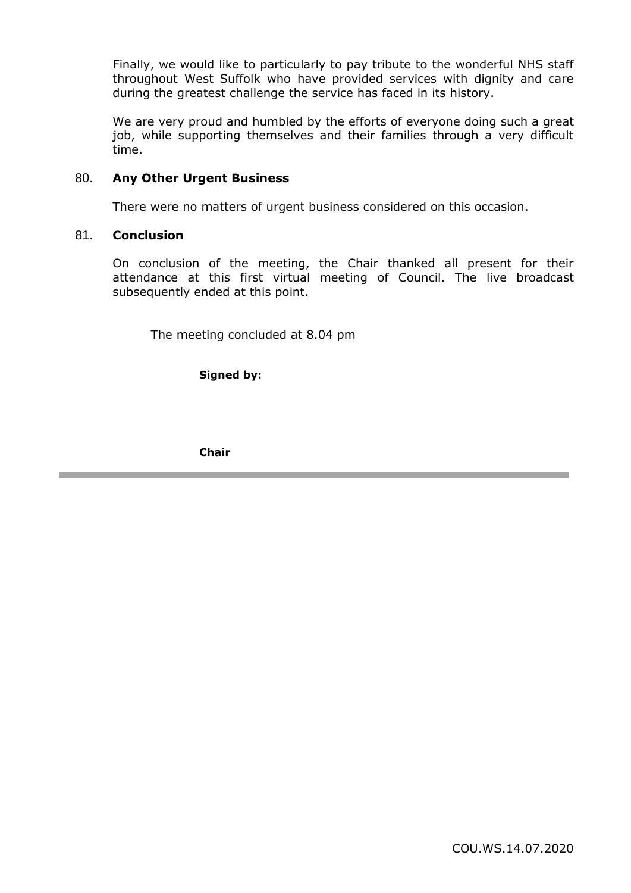Finally, we would like to particularly to pay tribute to the wonderful NHS staff throughout West Suffolk who have provided services with dignity and care during the greatest challenge the service has faced in its history.

We are very proud and humbled by the efforts of everyone doing such a great job, while supporting themselves and their families through a very difficult time.

### 80. **Any Other Urgent Business**

There were no matters of urgent business considered on this occasion.

### 81. **Conclusion**

On conclusion of the meeting, the Chair thanked all present for their attendance at this first virtual meeting of Council. The live broadcast subsequently ended at this point.

The meeting concluded at 8.04 pm

**Signed by:**

**Chair**